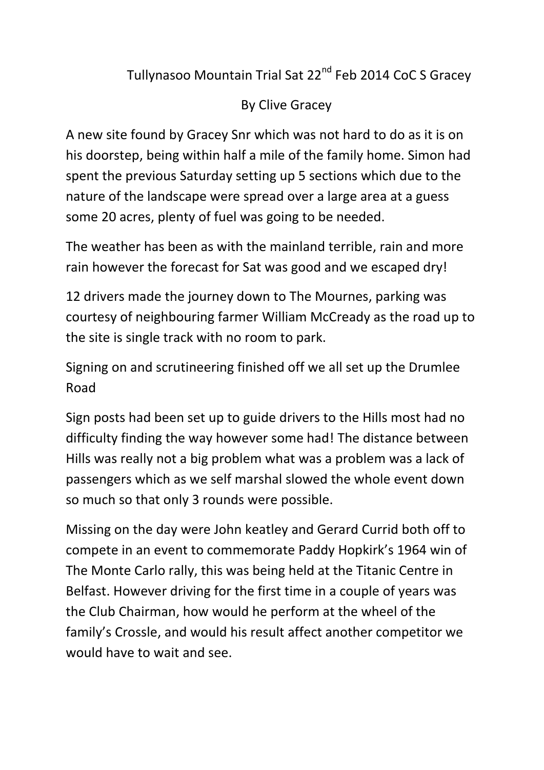# Tullynasoo Mountain Trial Sat 22nd Feb 2014 CoC S Gracey

By Clive Gracey

A new site found by Gracey Snr which was not hard to do as it is on his doorstep, being within half a mile of the family home. Simon had spent the previous Saturday setting up 5 sections which due to the nature of the landscape were spread over a large area at a guess some 20 acres, plenty of fuel was going to be needed.

The weather has been as with the mainland terrible, rain and more rain however the forecast for Sat was good and we escaped dry!

12 drivers made the journey down to The Mournes, parking was courtesy of neighbouring farmer William McCready as the road up to the site is single track with no room to park.

Signing on and scrutineering finished off we all set up the Drumlee Road

Sign posts had been set up to guide drivers to the Hills most had no difficulty finding the way however some had! The distance between Hills was really not a big problem what was a problem was a lack of passengers which as we self marshal slowed the whole event down so much so that only 3 rounds were possible.

Missing on the day were John keatley and Gerard Currid both off to compete in an event to commemorate Paddy Hopkirk's 1964 win of The Monte Carlo rally, this was being held at the Titanic Centre in Belfast. However driving for the first time in a couple of years was the Club Chairman, how would he perform at the wheel of the family's Crossle, and would his result affect another competitor we would have to wait and see.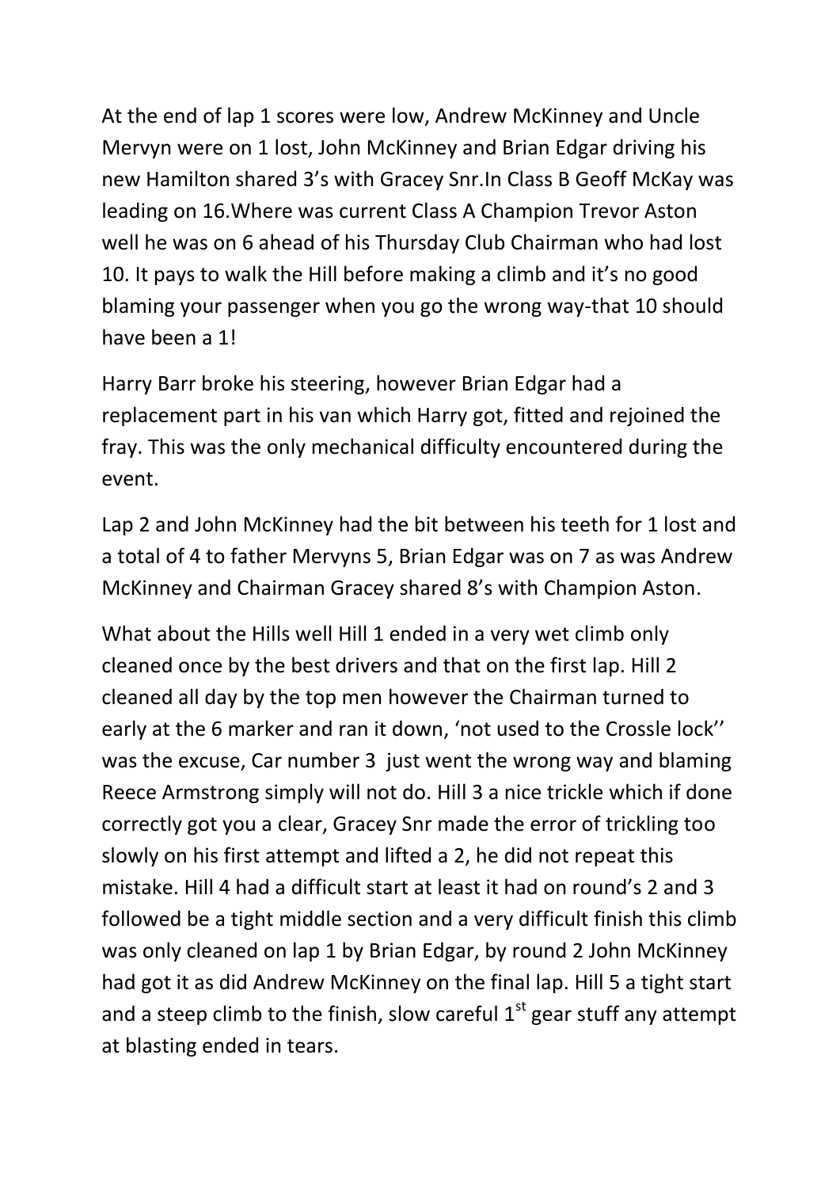At the end of lap 1 scores were low, Andrew McKinney and Uncle Mervyn were on 1 lost, John McKinney and Brian Edgar driving his new Hamilton shared 3's with Gracey Snr.In Class B Geoff McKay was leading on 16.Where was current Class A Champion Trevor Aston well he was on 6 ahead of his Thursday Club Chairman who had lost 10. It pays to walk the Hill before making a climb and it's no good blaming your passenger when you go the wrong way-that 10 should have been a 1!

Harry Barr broke his steering, however Brian Edgar had a replacement part in his van which Harry got, fitted and rejoined the fray. This was the only mechanical difficulty encountered during the event.

Lap 2 and John McKinney had the bit between his teeth for 1 lost and a total of 4 to father Mervyns 5, Brian Edgar was on 7 as was Andrew McKinney and Chairman Gracey shared 8's with Champion Aston.

What about the Hills well Hill 1 ended in a very wet climb only cleaned once by the best drivers and that on the first lap. Hill 2 cleaned all day by the top men however the Chairman turned to early at the 6 marker and ran it down, 'not used to the Crossle lock'' was the excuse, Car number 3  just went the wrong way and blaming Reece Armstrong simply will not do. Hill 3 a nice trickle which if done correctly got you a clear, Gracey Snr made the error of trickling too slowly on his first attempt and lifted a 2, he did not repeat this mistake. Hill 4 had a difficult start at least it had on round's 2 and 3 followed be a tight middle section and a very difficult finish this climb was only cleaned on lap 1 by Brian Edgar, by round 2 John McKinney had got it as did Andrew McKinney on the final lap. Hill 5 a tight start and a steep climb to the finish, slow careful 1st gear stuff any attempt at blasting ended in tears.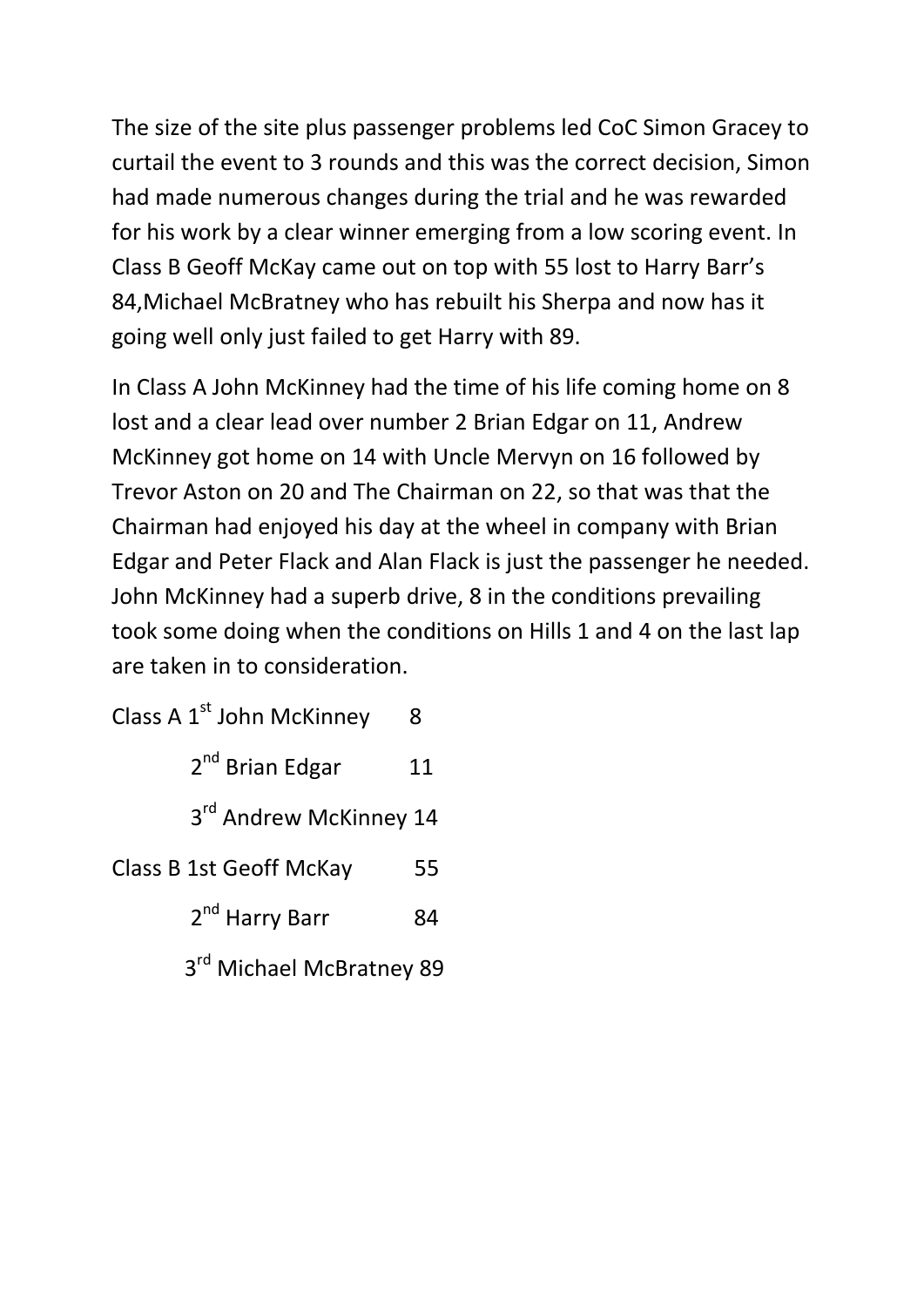The size of the site plus passenger problems led CoC Simon Gracey to curtail the event to 3 rounds and this was the correct decision, Simon had made numerous changes during the trial and he was rewarded for his work by a clear winner emerging from a low scoring event. In Class B Geoff McKay came out on top with 55 lost to Harry Barr's 84,Michael McBratney who has rebuilt his Sherpa and now has it going well only just failed to get Harry with 89.

In Class A John McKinney had the time of his life coming home on 8 lost and a clear lead over number 2 Brian Edgar on 11, Andrew McKinney got home on 14 with Uncle Mervyn on 16 followed by Trevor Aston on 20 and The Chairman on 22, so that was that the Chairman had enjoyed his day at the wheel in company with Brian Edgar and Peter Flack and Alan Flack is just the passenger he needed. John McKinney had a superb drive, 8 in the conditions prevailing took some doing when the conditions on Hills 1 and 4 on the last lap are taken in to consideration.

Class A 1st John McKinney 8

2nd Brian Edgar 11

3rd Andrew McKinney 14

Class B 1st Geoff McKay 55

2nd Harry Barr 84

3rd Michael McBratney 89